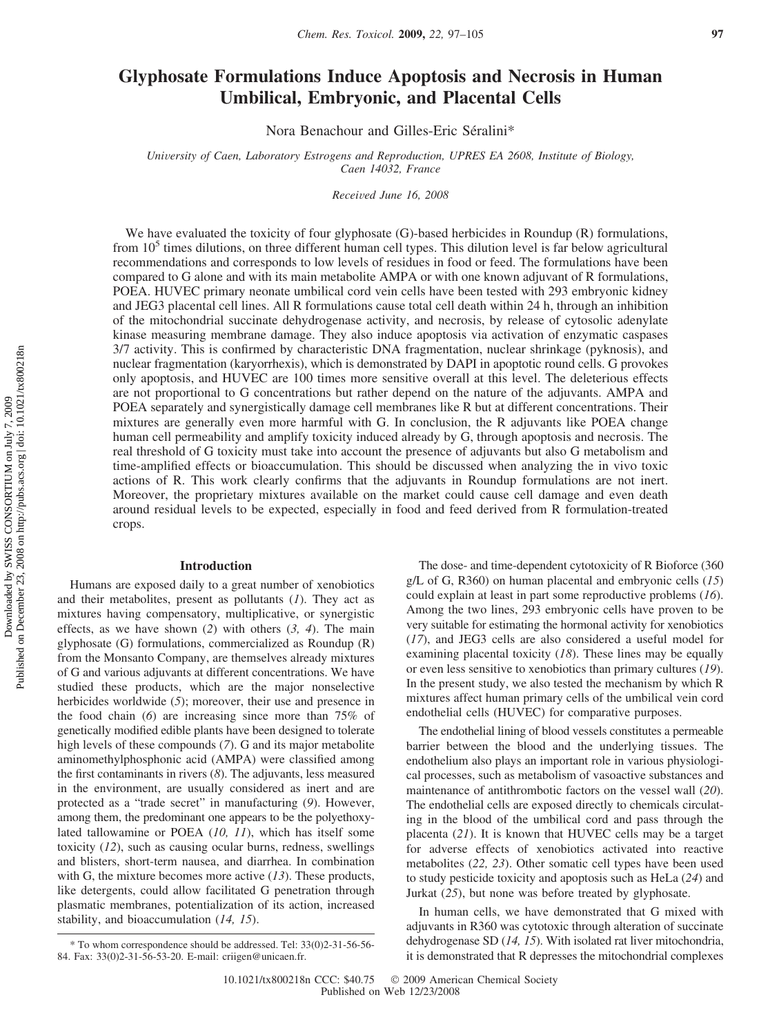# Glyphosate Formulations Induce Apoptosis and Necrosis in Human Umbilical, Embryonic, and Placental Cells

Nora Benachour and Gilles-Eric Séralini*

*University of Caen, Laboratory Estrogens and Reproduction, UPRES EA 2608, Institute of Biology, Caen 14032, France*

*Received June 16, 2008*

We have evaluated the toxicity of four glyphosate (G)-based herbicides in Roundup (R) formulations, from $10^5$ times dilutions, on three different human cell types. This dilution level is far below agricultural recommendations and corresponds to low levels of residues in food or feed. The formulations have been compared to G alone and with its main metabolite AMPA or with one known adjuvant of R formulations, POEA. HUVEC primary neonate umbilical cord vein cells have been tested with 293 embryonic kidney and JEG3 placental cell lines. All R formulations cause total cell death within 24 h, through an inhibition of the mitochondrial succinate dehydrogenase activity, and necrosis, by release of cytosolic adenylate kinase measuring membrane damage. They also induce apoptosis via activation of enzymatic caspases 3/7 activity. This is confirmed by characteristic DNA fragmentation, nuclear shrinkage (pyknosis), and nuclear fragmentation (karyorrhexis), which is demonstrated by DAPI in apoptotic round cells. G provokes only apoptosis, and HUVEC are 100 times more sensitive overall at this level. The deleterious effects are not proportional to G concentrations but rather depend on the nature of the adjuvants. AMPA and POEA separately and synergistically damage cell membranes like R but at different concentrations. Their mixtures are generally even more harmful with G. In conclusion, the R adjuvants like POEA change human cell permeability and amplify toxicity induced already by G, through apoptosis and necrosis. The real threshold of G toxicity must take into account the presence of adjuvants but also G metabolism and time-amplified effects or bioaccumulation. This should be discussed when analyzing the in vivo toxic actions of R. This work clearly confirms that the adjuvants in Roundup formulations are not inert. Moreover, the proprietary mixtures available on the market could cause cell damage and even death around residual levels to be expected, especially in food and feed derived from R formulation-treated crops.

## Introduction

Humans are exposed daily to a great number of xenobiotics and their metabolites, present as pollutants (*1*). They act as mixtures having compensatory, multiplicative, or synergistic effects, as we have shown (*2*) with others (*3, 4*). The main glyphosate (G) formulations, commercialized as Roundup (R) from the Monsanto Company, are themselves already mixtures of G and various adjuvants at different concentrations. We have studied these products, which are the major nonselective herbicides worldwide (*5*); moreover, their use and presence in the food chain (*6*) are increasing since more than 75% of genetically modified edible plants have been designed to tolerate high levels of these compounds (*7*). G and its major metabolite aminomethylphosphonic acid (AMPA) were classified among the first contaminants in rivers (*8*). The adjuvants, less measured in the environment, are usually considered as inert and are protected as a "trade secret" in manufacturing (*9*). However, among them, the predominant one appears to be the polyethoxylated tallowamine or POEA (*10, 11*), which has itself some toxicity (*12*), such as causing ocular burns, redness, swellings and blisters, short-term nausea, and diarrhea. In combination with G, the mixture becomes more active (*13*). These products, like detergents, could allow facilitated G penetration through plasmatic membranes, potentialization of its action, increased stability, and bioaccumulation (*14, 15*).

The dose- and time-dependent cytotoxicity of R Bioforce (360 g/L of G, R360) on human placental and embryonic cells (*15*) could explain at least in part some reproductive problems (*16*). Among the two lines, 293 embryonic cells have proven to be very suitable for estimating the hormonal activity for xenobiotics (*17*), and JEG3 cells are also considered a useful model for examining placental toxicity (*18*). These lines may be equally or even less sensitive to xenobiotics than primary cultures (*19*). In the present study, we also tested the mechanism by which R mixtures affect human primary cells of the umbilical vein cord endothelial cells (HUVEC) for comparative purposes.

The endothelial lining of blood vessels constitutes a permeable barrier between the blood and the underlying tissues. The endothelium also plays an important role in various physiological processes, such as metabolism of vasoactive substances and maintenance of antithrombotic factors on the vessel wall (*20*). The endothelial cells are exposed directly to chemicals circulating in the blood of the umbilical cord and pass through the placenta (*21*). It is known that HUVEC cells may be a target for adverse effects of xenobiotics activated into reactive metabolites (*22, 23*). Other somatic cell types have been used to study pesticide toxicity and apoptosis such as HeLa (*24*) and Jurkat (*25*), but none was before treated by glyphosate.

In human cells, we have demonstrated that G mixed with adjuvants in R360 was cytotoxic through alteration of succinate dehydrogenase SD (*14, 15*). With isolated rat liver mitochondria, it is demonstrated that R depresses the mitochondrial complexes

\* To whom correspondence should be addressed. Tel: 33(0)2-31-56-56-84. Fax: 33(0)2-31-56-53-20. E-mail: criigen@unicaen.fr.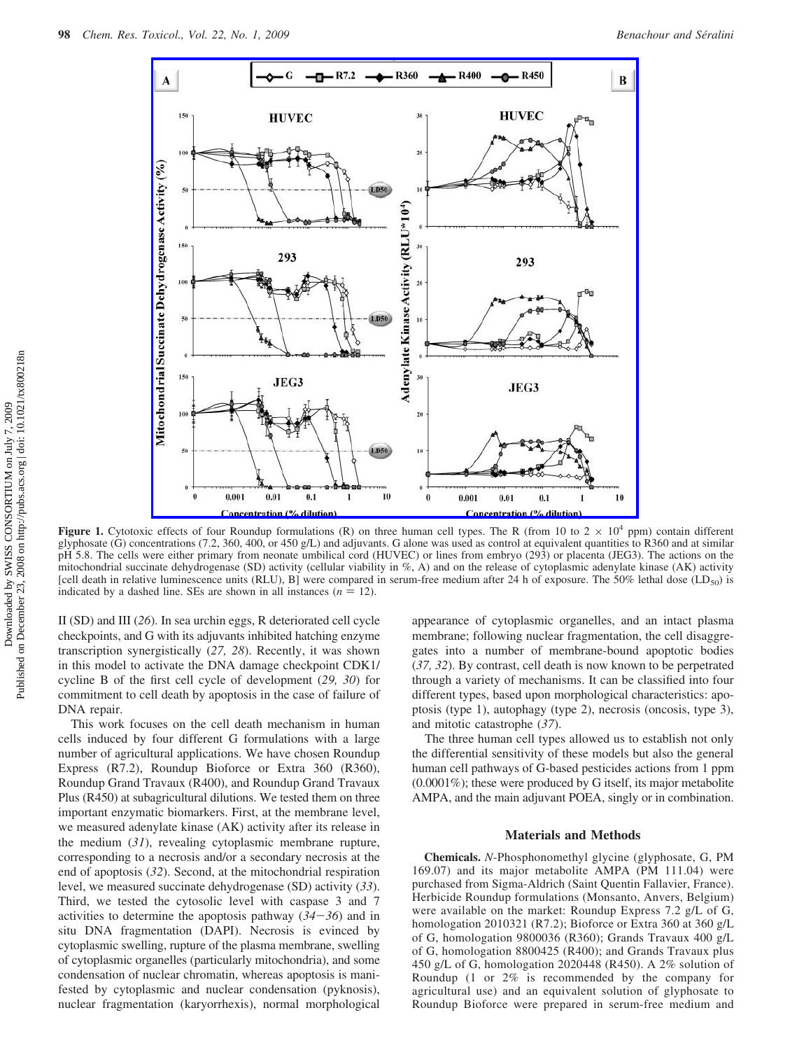**Figure 1.** Cytotoxic effects of four Roundup formulations (R) on three human cell types. The R (from 10 to $2 \times 10^4$ ppm) contain different glyphosate (G) concentrations (7.2, 360, 400, or 450 g/L) and adjuvants. G alone was used as control at equivalent quantities to R360 and at similar pH 5.8. The cells were either primary from neonate umbilical cord (HUVEC) or lines from embryo (293) or placenta (JEG3). The actions on the mitochondrial succinate dehydrogenase (SD) activity (cellular viability in %, A) and on the release of cytoplasmic adenylate kinase (AK) activity [cell death in relative luminescence units (RLU), B] were compared in serum-free medium after 24 h of exposure. The 50% lethal dose ($LD_{50}$) is indicated by a dashed line. SEs are shown in all instances ($n = 12$).

II (SD) and III (26). In sea urchin eggs, R deteriorated cell cycle checkpoints, and G with its adjuvants inhibited hatching enzyme transcription synergistically (27, 28). Recently, it was shown in this model to activate the DNA damage checkpoint CDK1/cycline B of the first cell cycle of development (29, 30) for commitment to cell death by apoptosis in the case of failure of DNA repair.

This work focuses on the cell death mechanism in human cells induced by four different G formulations with a large number of agricultural applications. We have chosen Roundup Express (R7.2), Roundup Bioforce or Extra 360 (R360), Roundup Grand Travaux (R400), and Roundup Grand Travaux Plus (R450) at subagricultural dilutions. We tested them on three important enzymatic biomarkers. First, at the membrane level, we measured adenylate kinase (AK) activity after its release in the medium (31), revealing cytoplasmic membrane rupture, corresponding to a necrosis and/or a secondary necrosis at the end of apoptosis (32). Second, at the mitochondrial respiration level, we measured succinate dehydrogenase (SD) activity (33). Third, we tested the cytosolic level with caspase 3 and 7 activities to determine the apoptosis pathway (34−36) and in situ DNA fragmentation (DAPI). Necrosis is evinced by cytoplasmic swelling, rupture of the plasma membrane, swelling of cytoplasmic organelles (particularly mitochondria), and some condensation of nuclear chromatin, whereas apoptosis is manifested by cytoplasmic and nuclear condensation (pyknosis), nuclear fragmentation (karyorrhexis), normal morphological appearance of cytoplasmic organelles, and an intact plasma membrane; following nuclear fragmentation, the cell disaggregates into a number of membrane-bound apoptotic bodies (37, 32). By contrast, cell death is now known to be perpetrated through a variety of mechanisms. It can be classified into four different types, based upon morphological characteristics: apoptosis (type 1), autophagy (type 2), necrosis (oncosis, type 3), and mitotic catastrophe (37).

The three human cell types allowed us to establish not only the differential sensitivity of these models but also the general human cell pathways of G-based pesticides actions from 1 ppm (0.0001%); these were produced by G itself, its major metabolite AMPA, and the main adjuvant POEA, singly or in combination.

## Materials and Methods

**Chemicals.** *N*-Phosphonomethyl glycine (glyphosate, G, PM 169.07) and its major metabolite AMPA (PM 111.04) were purchased from Sigma-Aldrich (Saint Quentin Fallavier, France). Herbicide Roundup formulations (Monsanto, Anvers, Belgium) were available on the market: Roundup Express 7.2 g/L of G, homologation 2010321 (R7.2); Bioforce or Extra 360 at 360 g/L of G, homologation 9800036 (R360); Grands Travaux 400 g/L of G, homologation 8800425 (R400); and Grands Travaux plus 450 g/L of G, homologation 2020448 (R450). A 2% solution of Roundup (1 or 2% is recommended by the company for agricultural use) and an equivalent solution of glyphosate to Roundup Bioforce were prepared in serum-free medium and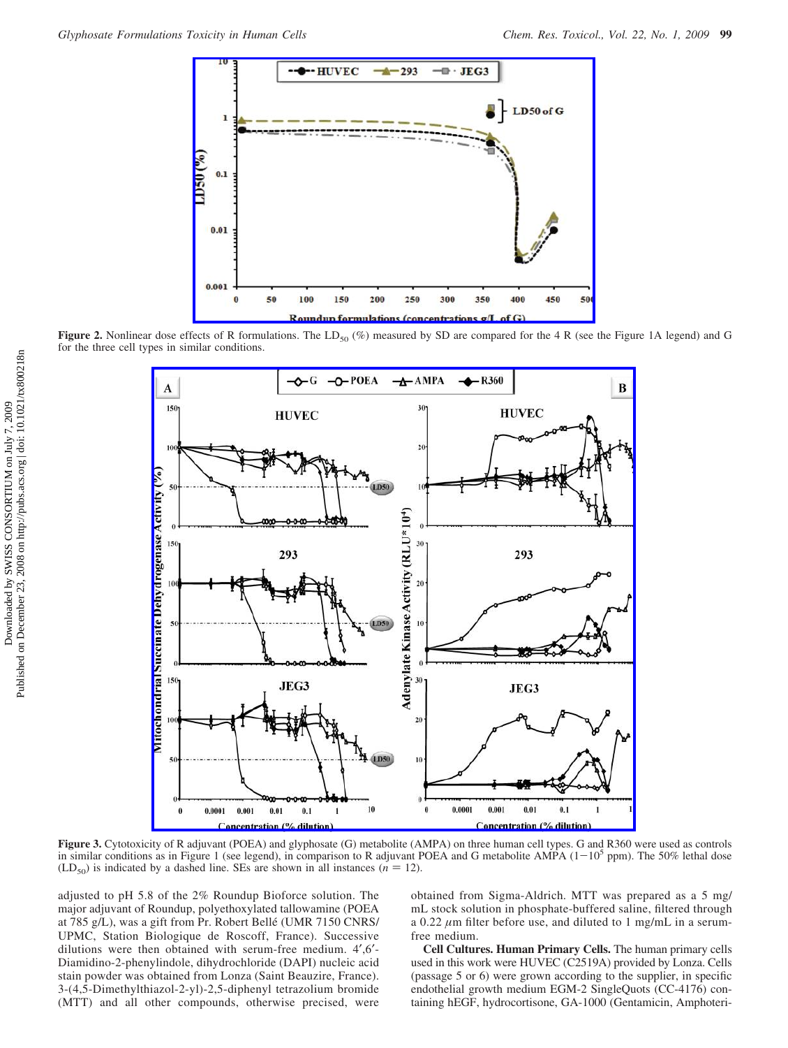**Figure 2.** Nonlinear dose effects of R formulations. The $LD_{50}$ (%) measured by SD are compared for the 4 R (see the Figure 1A legend) and G for the three cell types in similar conditions.

**Figure 3.** Cytotoxicity of R adjuvant (POEA) and glyphosate (G) metabolite (AMPA) on three human cell types. G and R360 were used as controls in similar conditions as in Figure 1 (see legend), in comparison to R adjuvant POEA and G metabolite AMPA ($1-10^5$ ppm). The 50% lethal dose ($LD_{50}$) is indicated by a dashed line. SEs are shown in all instances ($n = 12$).

adjusted to pH 5.8 of the 2% Roundup Bioforce solution. The major adjuvant of Roundup, polyethoxylated tallowamine (POEA at 785 g/L), was a gift from Pr. Robert Bellé (UMR 7150 CNRS/UPMC, Station Biologique de Roscoff, France). Successive dilutions were then obtained with serum-free medium. 4′,6′-Diamidino-2-phenylindole, dihydrochloride (DAPI) nucleic acid stain powder was obtained from Lonza (Saint Beauzire, France). 3-(4,5-Dimethylthiazol-2-yl)-2,5-diphenyl tetrazolium bromide (MTT) and all other compounds, otherwise precised, were obtained from Sigma-Aldrich. MTT was prepared as a 5 mg/mL stock solution in phosphate-buffered saline, filtered through a 0.22 $\mu$m filter before use, and diluted to 1 mg/mL in a serum-free medium.

**Cell Cultures. Human Primary Cells.** The human primary cells used in this work were HUVEC (C2519A) provided by Lonza. Cells (passage 5 or 6) were grown according to the supplier, in specific endothelial growth medium EGM-2 SingleQuots (CC-4176) containing hEGF, hydrocortisone, GA-1000 (Gentamicin, Amphoteri-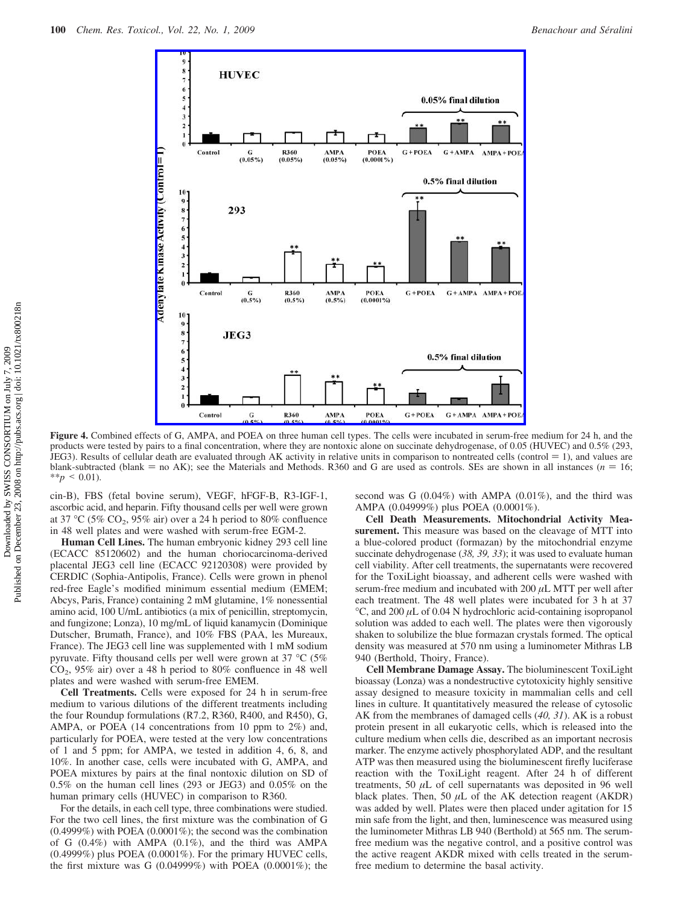**Figure 4.** Combined effects of G, AMPA, and POEA on three human cell types. The cells were incubated in serum-free medium for 24 h, and the products were tested by pairs to a final concentration, where they are nontoxic alone on succinate dehydrogenase, of 0.05 (HUVEC) and 0.5% (293, JEG3). Results of cellular death are evaluated through AK activity in relative units in comparison to nontreated cells (control = 1), and values are blank-subtracted (blank = no AK); see the Materials and Methods. R360 and G are used as controls. SEs are shown in all instances ($n = 16$; $^{**}p < 0.01$).

cin-B), FBS (fetal bovine serum), VEGF, hFGF-B, R3-IGF-1, ascorbic acid, and heparin. Fifty thousand cells per well were grown at 37 °C (5% $CO_2$, 95% air) over a 24 h period to 80% confluence in 48 well plates and were washed with serum-free EGM-2.

**Human Cell Lines.** The human embryonic kidney 293 cell line (ECACC 85120602) and the human choriocarcinoma-derived placental JEG3 cell line (ECACC 92120308) were provided by CERDIC (Sophia-Antipolis, France). Cells were grown in phenol red-free Eagle's modified minimum essential medium (EMEM; Abcys, Paris, France) containing 2 mM glutamine, 1% nonessential amino acid, 100 U/mL antibiotics (a mix of penicillin, streptomycin, and fungizone; Lonza), 10 mg/mL of liquid kanamycin (Dominique Dutscher, Brumath, France), and 10% FBS (PAA, les Mureaux, France). The JEG3 cell line was supplemented with 1 mM sodium pyruvate. Fifty thousand cells per well were grown at 37 °C (5% $CO_2$, 95% air) over a 48 h period to 80% confluence in 48 well plates and were washed with serum-free EMEM.

**Cell Treatments.** Cells were exposed for 24 h in serum-free medium to various dilutions of the different treatments including the four Roundup formulations (R7.2, R360, R400, and R450), G, AMPA, or POEA (14 concentrations from 10 ppm to 2%) and, particularly for POEA, were tested at the very low concentrations of 1 and 5 ppm; for AMPA, we tested in addition 4, 6, 8, and 10%. In another case, cells were incubated with G, AMPA, and POEA mixtures by pairs at the final nontoxic dilution on SD of 0.5% on the human cell lines (293 or JEG3) and 0.05% on the human primary cells (HUVEC) in comparison to R360.

For the details, in each cell type, three combinations were studied. For the two cell lines, the first mixture was the combination of G (0.4999%) with POEA (0.0001%); the second was the combination of G (0.4%) with AMPA (0.1%), and the third was AMPA (0.4999%) plus POEA (0.0001%). For the primary HUVEC cells, the first mixture was G (0.04999%) with POEA (0.0001%); the second was G (0.04%) with AMPA (0.01%), and the third was AMPA (0.04999%) plus POEA (0.0001%).

**Cell Death Measurements. Mitochondrial Activity Measurement.** This measure was based on the cleavage of MTT into a blue-colored product (formazan) by the mitochondrial enzyme succinate dehydrogenase (*38, 39, 33*); it was used to evaluate human cell viability. After cell treatments, the supernatants were recovered for the ToxiLight bioassay, and adherent cells were washed with serum-free medium and incubated with 200 $\mu$L MTT per well after each treatment. The 48 well plates were incubated for 3 h at 37 °C, and 200 $\mu$L of 0.04 N hydrochloric acid-containing isopropanol solution was added to each well. The plates were then vigorously shaken to solubilize the blue formazan crystals formed. The optical density was measured at 570 nm using a luminometer Mithras LB 940 (Berthold, Thoiry, France).

**Cell Membrane Damage Assay.** The bioluminescent ToxiLight bioassay (Lonza) was a nondestructive cytotoxicity highly sensitive assay designed to measure toxicity in mammalian cells and cell lines in culture. It quantitatively measured the release of cytosolic AK from the membranes of damaged cells (*40, 31*). AK is a robust protein present in all eukaryotic cells, which is released into the culture medium when cells die, described as an important necrosis marker. The enzyme actively phosphorylated ADP, and the resultant ATP was then measured using the bioluminescent firefly luciferase reaction with the ToxiLight reagent. After 24 h of different treatments, 50 $\mu$L of cell supernatants was deposited in 96 well black plates. Then, 50 $\mu$L of the AK detection reagent (AKDR) was added by well. Plates were then placed under agitation for 15 min safe from the light, and then, luminescence was measured using the luminometer Mithras LB 940 (Berthold) at 565 nm. The serum-free medium was the negative control, and a positive control was the active reagent AKDR mixed with cells treated in the serum-free medium to determine the basal activity.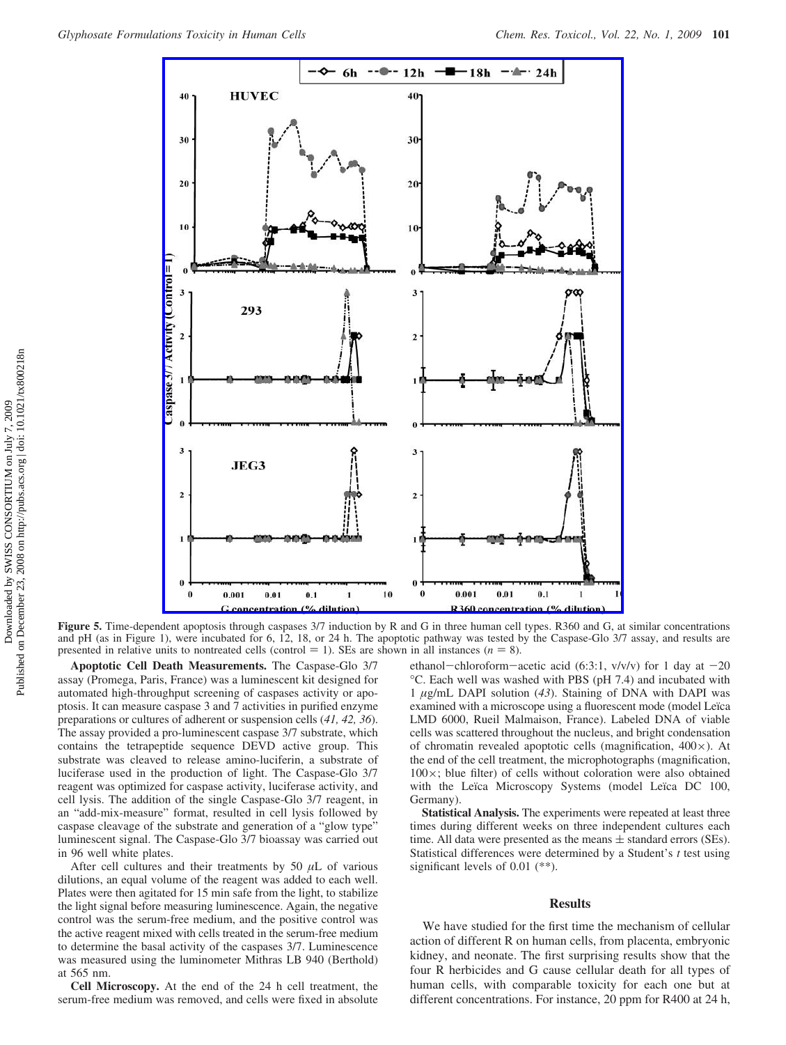**Figure 5.** Time-dependent apoptosis through caspases 3/7 induction by R and G in three human cell types. R360 and G, at similar concentrations and pH (as in Figure 1), were incubated for 6, 12, 18, or 24 h. The apoptotic pathway was tested by the Caspase-Glo 3/7 assay, and results are presented in relative units to nontreated cells (control = 1). SEs are shown in all instances ($n = 8$).

**Apoptotic Cell Death Measurements.** The Caspase-Glo 3/7 assay (Promega, Paris, France) was a luminescent kit designed for automated high-throughput screening of caspases activity or apoptosis. It can measure caspase 3 and 7 activities in purified enzyme preparations or cultures of adherent or suspension cells (*41, 42, 36*). The assay provided a pro-luminescent caspase 3/7 substrate, which contains the tetrapeptide sequence DEVD active group. This substrate was cleaved to release amino-luciferin, a substrate of luciferase used in the production of light. The Caspase-Glo 3/7 reagent was optimized for caspase activity, luciferase activity, and cell lysis. The addition of the single Caspase-Glo 3/7 reagent, in an "add-mix-measure" format, resulted in cell lysis followed by caspase cleavage of the substrate and generation of a "glow type" luminescent signal. The Caspase-Glo 3/7 bioassay was carried out in 96 well white plates.

After cell cultures and their treatments by 50 $\mu$L of various dilutions, an equal volume of the reagent was added to each well. Plates were then agitated for 15 min safe from the light, to stabilize the light signal before measuring luminescence. Again, the negative control was the serum-free medium, and the positive control was the active reagent mixed with cells treated in the serum-free medium to determine the basal activity of the caspases 3/7. Luminescence was measured using the luminometer Mithras LB 940 (Berthold) at 565 nm.

**Cell Microscopy.** At the end of the 24 h cell treatment, the serum-free medium was removed, and cells were fixed in absolute ethanol−chloroform−acetic acid (6:3:1, v/v/v) for 1 day at −20 °C. Each well was washed with PBS (pH 7.4) and incubated with 1 $\mu$g/mL DAPI solution (*43*). Staining of DNA with DAPI was examined with a microscope using a fluorescent mode (model Leïca LMD 6000, Rueil Malmaison, France). Labeled DNA of viable cells was scattered throughout the nucleus, and bright condensation of chromatin revealed apoptotic cells (magnification, 400×). At the end of the cell treatment, the microphotographs (magnification, 100×; blue filter) of cells without coloration were also obtained with the Leïca Microscopy Systems (model Leïca DC 100, Germany).

**Statistical Analysis.** The experiments were repeated at least three times during different weeks on three independent cultures each time. All data were presented as the means ± standard errors (SEs). Statistical differences were determined by a Student's $t$ test using significant levels of 0.01 (**).

## Results

We have studied for the first time the mechanism of cellular action of different R on human cells, from placenta, embryonic kidney, and neonate. The first surprising results show that the four R herbicides and G cause cellular death for all types of human cells, with comparable toxicity for each one but at different concentrations. For instance, 20 ppm for R400 at 24 h,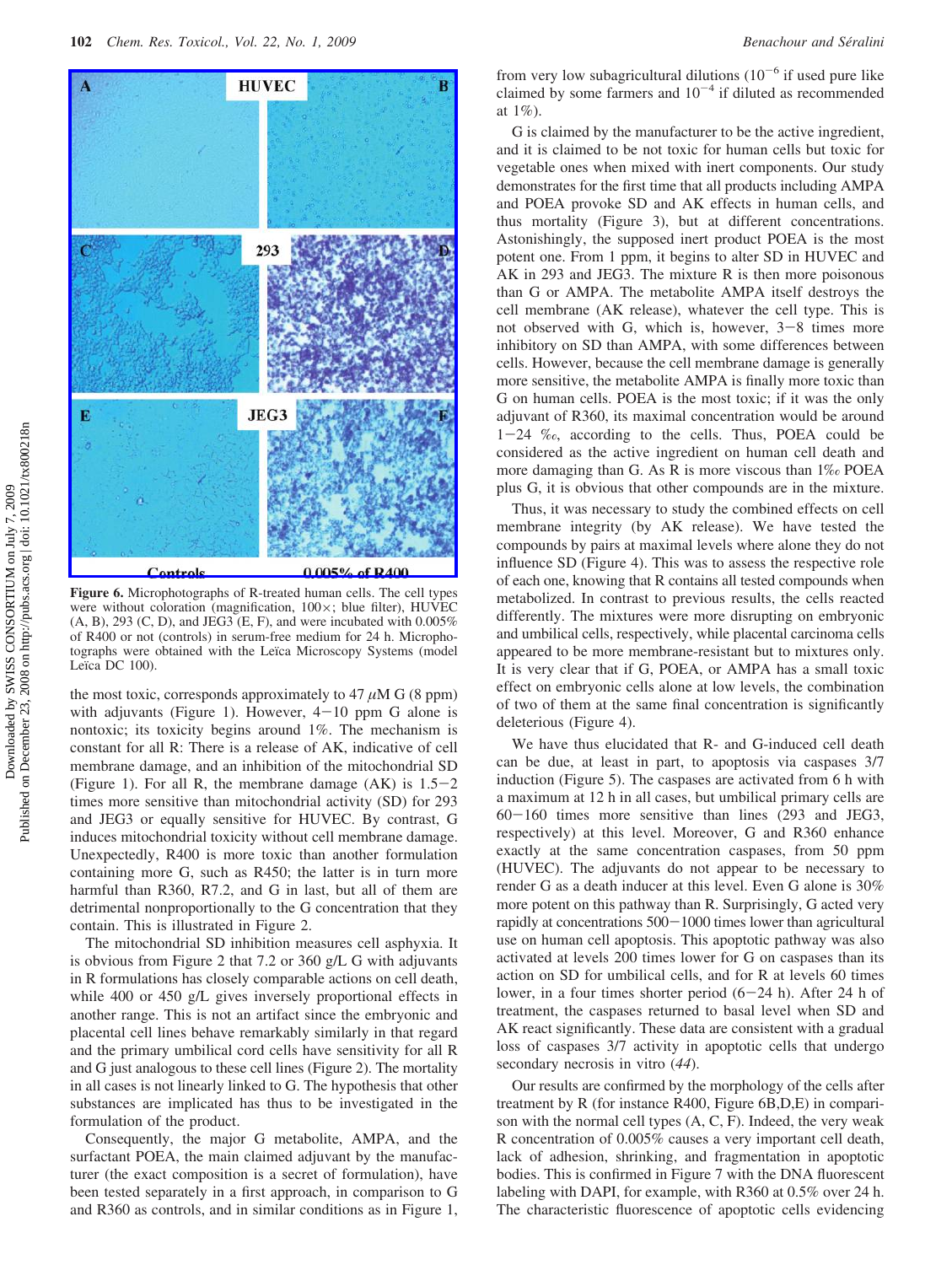Figure 6. Microphotographs of R-treated human cells. The cell types were without coloration (magnification, 100×; blue filter), HUVEC (A, B), 293 (C, D), and JEG3 (E, F), and were incubated with 0.005% of R400 or not (controls) in serum-free medium for 24 h. Microphotographs were obtained with the Leïca Microscopy Systems (model Leïca DC 100).

the most toxic, corresponds approximately to 47 $\mu$M G (8 ppm) with adjuvants (Figure 1). However, 4−10 ppm G alone is nontoxic; its toxicity begins around 1%. The mechanism is constant for all R: There is a release of AK, indicative of cell membrane damage, and an inhibition of the mitochondrial SD (Figure 1). For all R, the membrane damage (AK) is 1.5−2 times more sensitive than mitochondrial activity (SD) for 293 and JEG3 or equally sensitive for HUVEC. By contrast, G induces mitochondrial toxicity without cell membrane damage. Unexpectedly, R400 is more toxic than another formulation containing more G, such as R450; the latter is in turn more harmful than R360, R7.2, and G in last, but all of them are detrimental nonproportionally to the G concentration that they contain. This is illustrated in Figure 2.

The mitochondrial SD inhibition measures cell asphyxia. It is obvious from Figure 2 that 7.2 or 360 g/L G with adjuvants in R formulations has closely comparable actions on cell death, while 400 or 450 g/L G just inversely proportional effects in another range. This is not an artifact since the embryonic and placental cell lines behave remarkably similarly in that regard and the primary umbilical cord cells have sensitivity for all R and G just analogous to these cell lines (Figure 2). The mortality in all cases is not linearly linked to G. The hypothesis that other substances are implicated has thus to be investigated in the formulation of the product.

Consequently, the major G metabolite, AMPA, and the surfactant POEA, the main claimed adjuvant by the manufacturer (the exact composition is a secret of formulation), have been tested separately in a first approach, in comparison to G and R360 as controls, and in similar conditions as in Figure 1, from very low subagricultural dilutions ($10^{-6}$ if used pure like claimed by some farmers and $10^{-4}$ if diluted as recommended at 1%).

G is claimed by the manufacturer to be the active ingredient, and it is claimed to be not toxic for human cells but toxic for vegetable ones when mixed with inert components. Our study demonstrates for the first time that all products including AMPA and POEA provoke SD and AK effects in human cells, and thus mortality (Figure 3), but at different concentrations. Astonishingly, the supposed inert product POEA is the most potent one. From 1 ppm, it begins to alter SD in HUVEC and AK in 293 and JEG3. The mixture R is then more poisonous than G or AMPA. The metabolite AMPA itself destroys the cell membrane (AK release), whatever the cell type. This is not observed with G, which is, however, 3−8 times more inhibitory on SD than AMPA, with some differences between cells. However, because the cell membrane damage is generally more sensitive, the metabolite AMPA is finally more toxic than G on human cells. POEA is the most toxic; if it was the only adjuvant of R360, its maximal concentration would be around 1−24 ‰, according to the cells. Thus, POEA could be considered as the active ingredient on human cell death and more damaging than G. As R is more viscous than 1‰ POEA plus G, it is obvious that other compounds are in the mixture.

Thus, it was necessary to study the combined effects on cell membrane integrity (by AK release). We have tested the compounds by pairs at maximal levels where alone they do not influence SD (Figure 4). This was to assess the respective role of each one, knowing that R contains all tested compounds when metabolized. In contrast to previous results, the cells reacted differently. The mixtures were more disrupting on embryonic and umbilical cells, respectively, while placental carcinoma cells appeared to be more membrane-resistant but to mixtures only. It is very clear that if G, POEA, or AMPA has a small toxic effect on embryonic cells alone at low levels, the combination of two of them at the same final concentration is significantly deleterious (Figure 4).

We have thus elucidated that R- and G-induced cell death can be due, at least in part, to apoptosis via caspases 3/7 induction (Figure 5). The caspases are activated from 6 h with a maximum at 12 h in all cases, but umbilical primary cells are 60−160 times more sensitive than lines (293 and JEG3, respectively) at this level. Moreover, G and R360 enhance exactly at the same concentration caspases, from 50 ppm (HUVEC). The adjuvants do not appear to be necessary to render G as a death inducer at this level. Even G alone is 30% more potent on this pathway than R. Surprisingly, G acted very rapidly at concentrations 500−1000 times lower than agricultural use on human cell apoptosis. This apoptotic pathway was also activated at levels 200 times lower for G on caspases than its action on SD for umbilical cells, and for R at levels 60 times lower, in a four times shorter period (6−24 h). After 24 h of treatment, the caspases returned to basal level when SD and AK react significantly. These data are consistent with a gradual loss of caspases 3/7 activity in apoptotic cells that undergo secondary necrosis in vitro (44).

Our results are confirmed by the morphology of the cells after treatment by R (for instance R400, Figure 6B,D,E) in comparison with the normal cell types (A, C, F). Indeed, the very weak R concentration of 0.005% causes a very important cell death, lack of adhesion, shrinking, and fragmentation in apoptotic bodies. This is confirmed in Figure 7 with the DNA fluorescent labeling with DAPI, for example, with R360 at 0.5% over 24 h. The characteristic fluorescence of apoptotic cells evidencing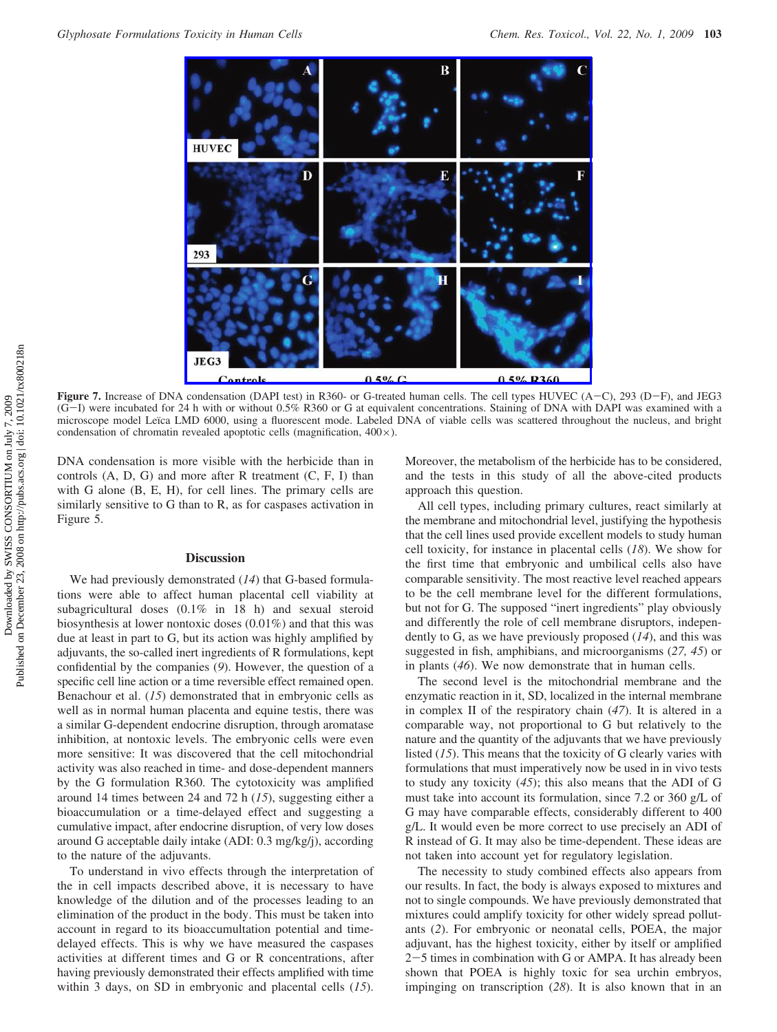Figure 7. Increase of DNA condensation (DAPI test) in R360- or G-treated human cells. The cell types HUVEC (A−C), 293 (D−F), and JEG3 (G−I) were incubated for 24 h with or without 0.5% R360 or G at equivalent concentrations. Staining of DNA with DAPI was examined with a microscope model Leïca LMD 6000, using a fluorescent mode. Labeled DNA of viable cells was scattered throughout the nucleus, and bright condensation of chromatin revealed apoptotic cells (magnification, 400×).

DNA condensation is more visible with the herbicide than in controls (A, D, G) and more after R treatment (C, F, I) than with G alone (B, E, H), for cell lines. The primary cells are similarly sensitive to G than to R, as for caspases activation in Figure 5.

## Discussion

We had previously demonstrated (*14*) that G-based formulations were able to affect human placental cell viability at subagricultural doses (0.1% in 18 h) and sexual steroid biosynthesis at lower nontoxic doses (0.01%) and that this was due at least in part to G, but its action was highly amplified by adjuvants, the so-called inert ingredients of R formulations, kept confidential by the companies (*9*). However, the question of a specific cell line action or a time reversible effect remained open. Benachour et al. (*15*) demonstrated that in embryonic cells as well as in normal human placenta and equine testis, there was a similar G-dependent endocrine disruption, through aromatase inhibition, at nontoxic levels. The embryonic cells were even more sensitive: It was discovered that the cell mitochondrial activity was also reached in time- and dose-dependent manners by the G formulation R360. The cytotoxicity was amplified around 14 times between 24 and 72 h (*15*), suggesting either a bioaccumulation or a time-delayed effect and suggesting a cumulative impact, after endocrine disruption, of very low doses around G acceptable daily intake (ADI: 0.3 mg/kg/j), according to the nature of the adjuvants.

To understand in vivo effects through the interpretation of the in cell impacts described above, it is necessary to have knowledge of the dilution and of the processes leading to an elimination of the product in the body. This must be taken into account in regard to its bioaccumultation potential and time-delayed effects. This is why we have measured the caspases activities at different times and G or R concentrations, after having previously demonstrated their effects amplified with time within 3 days, on SD in embryonic and placental cells (*15*). Moreover, the metabolism of the herbicide has to be considered, and the tests in this study of all the above-cited products approach this question.

All cell types, including primary cultures, react similarly at the membrane and mitochondrial level, justifying the hypothesis that the cell lines used provide excellent models to study human cell toxicity, for instance in placental cells (*18*). We show for the first time that embryonic and umbilical cells also have comparable sensitivity. The most reactive level reached appears to be the cell membrane level for the different formulations, but not for G. The supposed "inert ingredients" play obviously and differently the role of cell membrane disruptors, independently to G, as we have previously proposed (*14*), and this was suggested in fish, amphibians, and microorganisms (*27, 45*) or in plants (*46*). We now demonstrate that in human cells.

The second level is the mitochondrial membrane and the enzymatic reaction in it, SD, localized in the internal membrane in complex II of the respiratory chain (*47*). It is altered in a comparable way, not proportional to G but relatively to the nature and the quantity of the adjuvants that we have previously listed (*15*). This means that the toxicity of G clearly varies with formulations that must imperatively now be used in in vivo tests to study any toxicity (*45*); this also means that the ADI of G must take into account its formulation, since 7.2 or 360 g/L of G may have comparable effects, considerably different to 400 g/L. It would even be more correct to use precisely an ADI of R instead of G. It may also be time-dependent. These ideas are not taken into account yet for regulatory legislation.

The necessity to study combined effects also appears from our results. In fact, the body is always exposed to mixtures and not to single compounds. We have previously demonstrated that mixtures could amplify toxicity for other widely spread pollutants (*2*). For embryonic or neonatal cells, POEA, the major adjuvant, has the highest toxicity, either by itself or amplified 2−5 times in combination with G or AMPA. It has already been shown that POEA is highly toxic for sea urchin embryos, impinging on transcription (*28*). It is also known that in an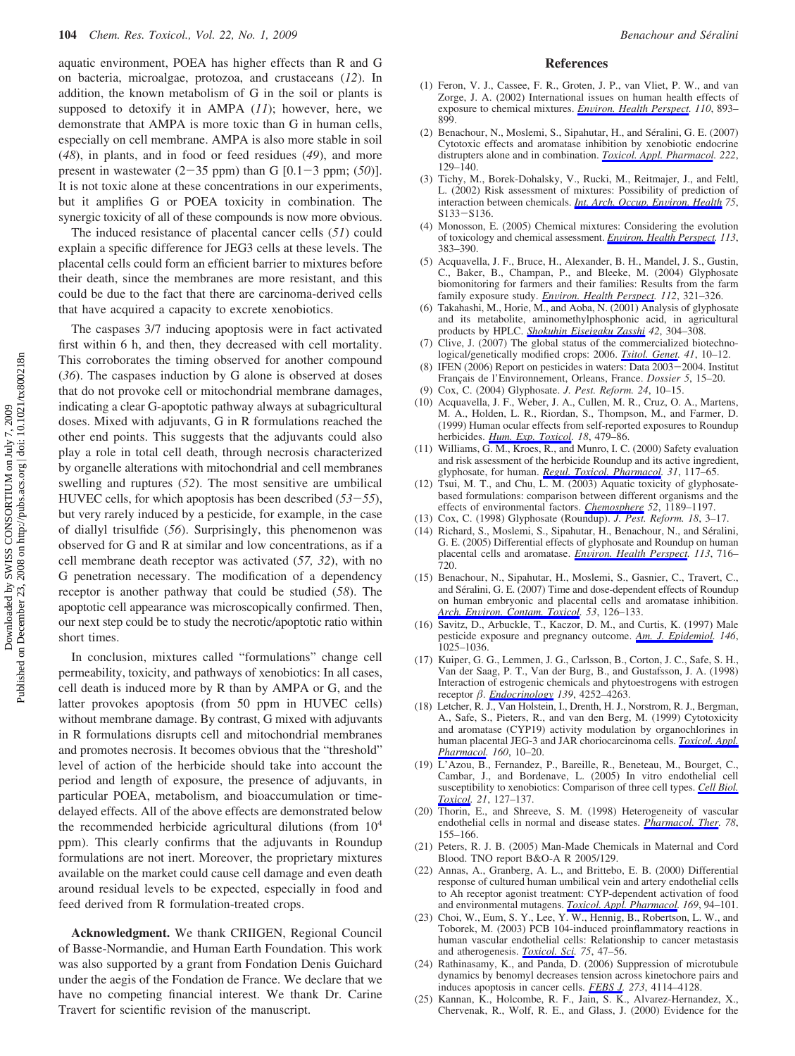aquatic environment, POEA has higher effects than R and G on bacteria, microalgae, protozoa, and crustaceans (*12*). In addition, the known metabolism of G in the soil or plants is supposed to detoxify it in AMPA (*11*); however, here, we demonstrate that AMPA is more toxic than G in human cells, especially on cell membrane. AMPA is also more stable in soil (*48*), in plants, and in food or feed residues (*49*), and more present in wastewater (2−35 ppm) than G [0.1−3 ppm; (*50*)]. It is not toxic alone at these concentrations in our experiments, but it amplifies G or POEA toxicity in combination. The synergic toxicity of all of these compounds is now more obvious.

The induced resistance of placental cancer cells (*51*) could explain a specific difference for JEG3 cells at these levels. The placental cells could form an efficient barrier to mixtures before their death, since the membranes are more resistant, and this could be due to the fact that there are carcinoma-derived cells that have acquired a capacity to excrete xenobiotics.

The caspases 3/7 inducing apoptosis were in fact activated first within 6 h, and then, they decreased with cell mortality. This corroborates the timing observed for another compound (*36*). The caspases induction by G alone is observed at doses that do not provoke cell or mitochondrial membrane damages, indicating a clear G-apoptotic pathway always at subagricultural doses. Mixed with adjuvants, G in R formulations reached the other end points. This suggests that the adjuvants could also play a role in total cell death, through necrosis characterized by organelle alterations with mitochondrial and cell membranes swelling and ruptures (*52*). The most sensitive are umbilical HUVEC cells, for which apoptosis has been described (*53*−*55*), but very rarely induced by a pesticide, for example, in the case of diallyl trisulfide (*56*). Surprisingly, this phenomenon was observed for G and R at similar and low concentrations, as if a cell membrane death receptor was activated (*57, 32*), with no G penetration necessary. The modification of a dependency receptor is another pathway that could be studied (*58*). The apoptotic cell appearance was microscopically confirmed. Then, our next step could be to study the necrotic/apoptotic ratio within short times.

In conclusion, mixtures called "formulations" change cell permeability, toxicity, and pathways of xenobiotics: In all cases, cell death is induced more by R than by AMPA or G, and the latter provokes apoptosis (from 50 ppm in HUVEC cells) without membrane damage. By contrast, G mixed with adjuvants in R formulations disrupts cell and mitochondrial membranes and promotes necrosis. It becomes obvious that the "threshold" level of action of the herbicide should take into account the period and length of exposure, the presence of adjuvants, in particular POEA, metabolism, and bioaccumulation or time-delayed effects. All of the above effects are demonstrated below the recommended herbicide agricultural dilutions (from $10^4$ ppm). This clearly confirms that the adjuvants in Roundup formulations are not inert. Moreover, the proprietary mixtures available on the market could cause cell damage and even death around residual levels to be expected, especially in food and feed derived from R formulation-treated crops.

**Acknowledgment.** We thank CRIIGEN, Regional Council of Basse-Normandie, and Human Earth Foundation. This work was also supported by a grant from Fondation Denis Guichard under the aegis of the Fondation de France. We declare that we have no competing financial interest. We thank Dr. Carine Travert for scientific revision of the manuscript.

## References

(1) Feron, V. J., Cassee, F. R., Groten, J. P., van Vliet, P. W., and van Zorge, J. A. (2002) International issues on human health effects of exposure to chemical mixtures. *Environ. Health Perspect.* *110*, 893–899.

(2) Benachour, N., Moslemi, S., Sipahutar, H., and Séralini, G. E. (2007) Cytotoxic effects and aromatase inhibition by xenobiotic endocrine distrupters alone and in combination. *Toxicol. Appl. Pharmacol.* *222*, 129–140.

(3) Tichy, M., Borek-Dohalsky, V., Rucki, M., Reitmajer, J., and Feltl, L. (2002) Risk assessment of mixtures: Possibility of prediction of interaction between chemicals. *Int. Arch. Occup. Environ. Health* *75*, S133−S136.

(4) Monosson, E. (2005) Chemical mixtures: Considering the evolution of toxicology and chemical assessment. *Environ. Health Perspect.* *113*, 383–390.

(5) Acquavella, J. F., Bruce, H., Alexander, B. H., Mandel, J. S., Gustin, C., Baker, B., Champan, P., and Bleeke, M. (2004) Glyphosate biomonitoring for farmers and their families: Results from the farm family exposure study. *Environ. Health Perspect.* *112*, 321–326.

(6) Takahashi, M., Horie, M., and Aoba, N. (2001) Analysis of glyphosate and its metabolite, aminomethylphosphonic acid, in agricultural products by HPLC. *Shokuhin Eiseigaku Zasshi* *42*, 304–308.

(7) Clive, J. (2007) The global status of the commercialized biotechnological/genetically modified crops: 2006. *Tsitol. Genet.* *41*, 10–12.

(8) IFEN (2006) Report on pesticides in waters: Data 2003−2004. Institut Français de l'Environnement, Orleans, France. *Dossier 5*, 15–20.

(9) Cox, C. (2004) Glyphosate. *J. Pest. Reform.* *24*, 10–15.

(10) Acquavella, J. F., Weber, J. A., Cullen, M. R., Cruz, O. A., Martens, M. A., Holden, L. R., Riordan, S., Thompson, M., and Farmer, D. (1999) Human ocular effects from self-reported exposures to Roundup herbicides. *Hum. Exp. Toxicol.* *18*, 479–86.

(11) Williams, G. M., Kroes, R., and Munro, I. C. (2000) Safety evaluation and risk assessment of the herbicide Roundup and its active ingredient, glyphosate, for human. *Regul. Toxicol. Pharmacol.* *31*, 117–65.

(12) Tsui, M. T., and Chu, L. M. (2003) Aquatic toxicity of glyphosate-based formulations: comparison between different organisms and the effects of environmental factors. *Chemosphere* *52*, 1189–1197.

(13) Cox, C. (1998) Glyphosate (Roundup). *J. Pest. Reform.* *18*, 3–17.

(14) Richard, S., Moslemi, S., Sipahutar, H., Benachour, N., and Séralini, G. E. (2005) Differential effects of glyphosate and Roundup on human placental cells and aromatase. *Environ. Health Perspect.* *113*, 716–720.

(15) Benachour, N., Sipahutar, H., Moslemi, S., Gasnier, C., Travert, C., and Séralini, G. E. (2007) Time and dose-dependent effects of Roundup on human embryonic and placental cells and aromatase inhibition. *Arch. Environ. Contam. Toxicol.* *53*, 126–133.

(16) Savitz, D., Arbuckle, T., Kaczor, D. M., and Curtis, K. (1997) Male pesticide exposure and pregnancy outcome. *Am. J. Epidemiol.* *146*, 1025–1036.

(17) Kuiper, G. G., Lemmen, J. G., Carlsson, B., Corton, J. C., Safe, S. H., Van der Saag, P. T., Van der Burg, B., and Gustafsson, J. A. (1998) Interaction of estrogenic chemicals and phytoestrogens with estrogen receptor β. *Endocrinology* *139*, 4252–4263.

(18) Letcher, R. J., Van Holstein, I., Drenth, H. J., Norstrom, R. J., Bergman, A., Safe, S., Pieters, R., and van den Berg, M. (1999) Cytotoxicity and aromatase (CYP19) activity modulation by organochlorines in human placental JEG-3 and JAR choriocarcinoma cells. *Toxicol. Appl. Pharmacol.* *160*, 10–20.

(19) L'Azou, B., Fernandez, P., Bareille, R., Beneteau, M., Bourget, C., Cambar, J., and Bordenave, L. (2005) In vitro endothelial cell susceptibility to xenobiotics: Comparison of three cell types. *Cell Biol. Toxicol.* *21*, 127–137.

(20) Thorin, E., and Shreeve, S. M. (1998) Heterogeneity of vascular endothelial cells in normal and disease states. *Pharmacol. Ther.* *78*, 155–166.

(21) Peters, R. J. B. (2005) Man-Made Chemicals in Maternal and Cord Blood. TNO report B&O-A R 2005/129.

(22) Annas, A., Granberg, A. L., and Brittebo, E. B. (2000) Differential response of cultured human umbilical vein and artery endothelial cells to Ah receptor agonist treatment: CYP-dependent activation of food and environmental mutagens. *Toxicol. Appl. Pharmacol.* *169*, 94–101.

(23) Choi, W., Eum, S. Y., Lee, Y. W., Hennig, B., Robertson, L. W., and Toborek, M. (2003) PCB 104-induced proinflammatory reactions in human vascular endothelial cells: Relationship to cancer metastasis and atherogenesis. *Toxicol. Sci.* *75*, 47–56.

(24) Rathinasamy, K., and Panda, D. (2006) Suppression of microtubule dynamics by benomyl decreases tension across kinetochore pairs and induces apoptosis in cancer cells. *FEBS J.* *273*, 4114–4128.

(25) Kannan, K., Holcombe, R. F., Jain, S. K., Alvarez-Hernandez, X., Chervenak, R., Wolf, R. E., and Glass, J. (2000) Evidence for the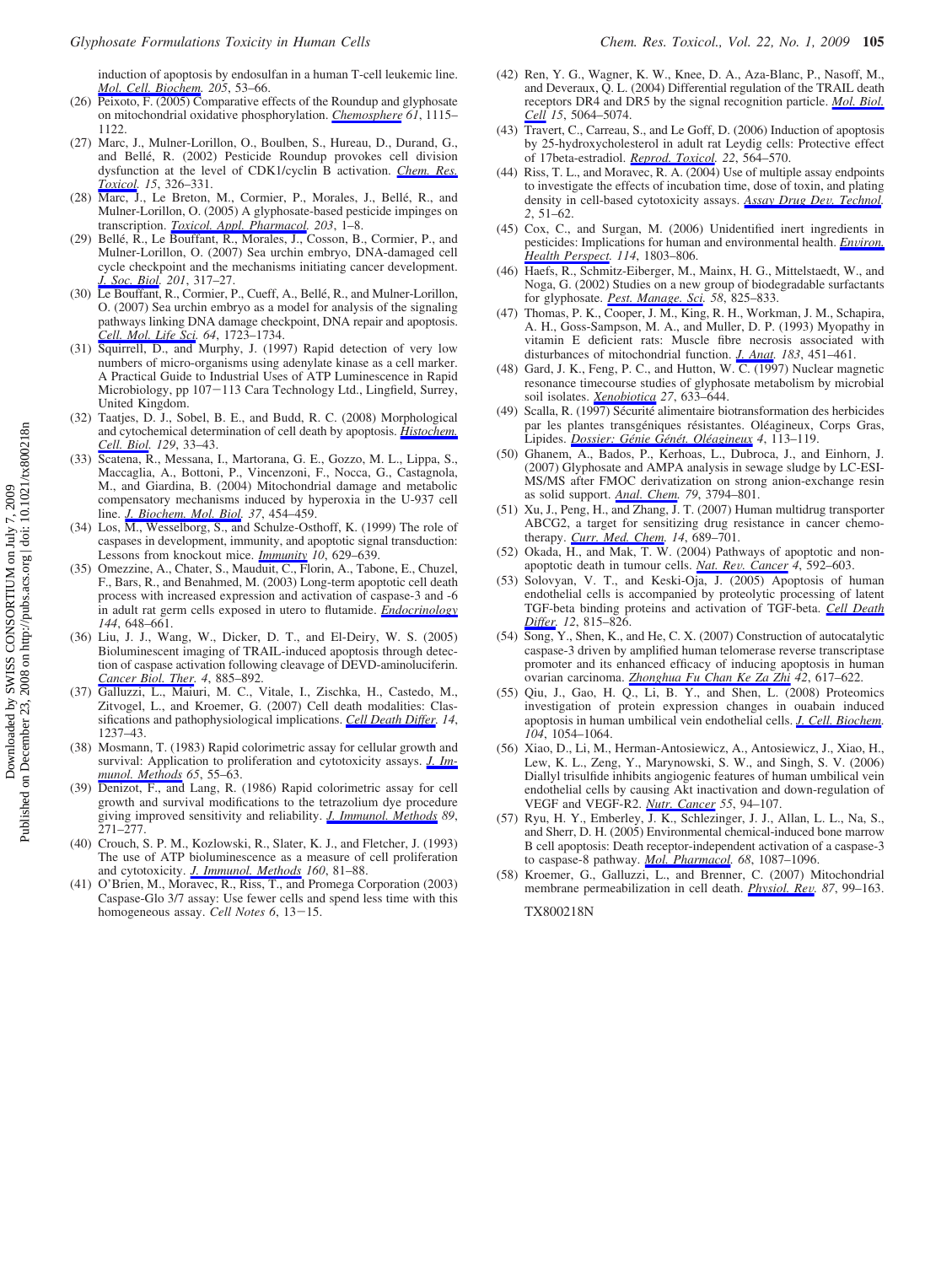induction of apoptosis by endosulfan in a human T-cell leukemic line. *Mol. Cell. Biochem.* 205, 53–66.

(26) Peixoto, F. (2005) Comparative effects of the Roundup and glyphosate on mitochondrial oxidative phosphorylation. *Chemosphere* 61, 1115–1122.

(27) Marc, J., Mulner-Lorillon, O., Boulben, S., Hureau, D., Durand, G., and Bellé, R. (2002) Pesticide Roundup provokes cell division dysfunction at the level of CDK1/cyclin B activation. *Chem. Res. Toxicol.* 15, 326–331.

(28) Marc, J., Le Breton, M., Cormier, P., Morales, J., Bellé, R., and Mulner-Lorillon, O. (2005) A glyphosate-based pesticide impinges on transcription. *Toxicol. Appl. Pharmacol.* 203, 1–8.

(29) Bellé, R., Le Bouffant, R., Morales, J., Cosson, B., Cormier, P., and Mulner-Lorillon, O. (2007) Sea urchin embryo, DNA-damaged cell cycle checkpoint and the mechanisms initiating cancer development. *J. Soc. Biol.* 201, 317–27.

(30) Le Bouffant, R., Cormier, P., Cueff, A., Bellé, R., and Mulner-Lorillon, O. (2007) Sea urchin embryo as a model for analysis of the signaling pathways linking DNA damage checkpoint, DNA repair and apoptosis. *Cell. Mol. Life Sci.* 64, 1723–1734.

(31) Squirrell, D., and Murphy, J. (1997) Rapid detection of very low numbers of micro-organisms using adenylate kinase as a cell marker. A Practical Guide to Industrial Uses of ATP Luminescence in Rapid Microbiology, pp 107−113 Cara Technology Ltd., Lingfield, Surrey, United Kingdom.

(32) Taatjes, D. J., Sobel, B. E., and Budd, R. C. (2008) Morphological and cytochemical determination of cell death by apoptosis. *Histochem. Cell. Biol.* 129, 33–43.

(33) Scatena, R., Messana, I., Martorana, G. E., Gozzo, M. L., Lippa, S., Maccaglia, A., Bottoni, P., Vincenzoni, F., Nocca, G., Castagnola, M., and Giardina, B. (2004) Mitochondrial damage and metabolic compensatory mechanisms induced by hyperoxia in the U-937 cell line. *J. Biochem. Mol. Biol.* 37, 454–459.

(34) Los, M., Wesselborg, S., and Schulze-Osthoff, K. (1999) The role of caspases in development, immunity, and apoptotic signal transduction: Lessons from knockout mice. *Immunity* 10, 629–639.

(35) Omezzine, A., Chater, S., Mauduit, C., Florin, A., Tabone, E., Chuzel, F., Bars, R., and Benahmed, M. (2003) Long-term apoptotic cell death process with increased expression and activation of caspase-3 and -6 in adult rat germ cells exposed in utero to flutamide. *Endocrinology* 144, 648–661.

(36) Liu, J. J., Wang, W., Dicker, D. T., and El-Deiry, W. S. (2005) Bioluminescent imaging of TRAIL-induced apoptosis through detection of caspase activation following cleavage of DEVD-aminoluciferin. *Cancer Biol. Ther.* 4, 885–892.

(37) Galluzzi, L., Maiuri, M. C., Vitale, I., Zischka, H., Castedo, M., Zitvogel, L., and Kroemer, G. (2007) Cell death modalities: Classifications and pathophysiological implications. *Cell Death Differ.* 14, 1237–43.

(38) Mosmann, T. (1983) Rapid colorimetric assay for cellular growth and survival: Application to proliferation and cytotoxicity assays. *J. Immunol. Methods* 65, 55–63.

(39) Denizot, F., and Lang, R. (1986) Rapid colorimetric assay for cell growth and survival modifications to the tetrazolium dye procedure giving improved sensitivity and reliability. *J. Immunol. Methods* 89, 271–277.

(40) Crouch, S. P. M., Kozlowski, R., Slater, K. J., and Fletcher, J. (1993) The use of ATP bioluminescence as a measure of cell proliferation and cytotoxicity. *J. Immunol. Methods* 160, 81–88.

(41) O'Brien, M., Moravec, R., Riss, T., and Promega Corporation (2003) Caspase-Glo 3/7 assay: Use fewer cells and spend less time with this homogeneous assay. *Cell Notes* 6, 13−15.

(42) Ren, Y. G., Wagner, K. W., Knee, D. A., Aza-Blanc, P., Nasoff, M., and Deveraux, Q. L. (2004) Differential regulation of the TRAIL death receptors DR4 and DR5 by the signal recognition particle. *Mol. Biol. Cell* 15, 5064–5074.

(43) Travert, C., Carreau, S., and Le Goff, D. (2006) Induction of apoptosis by 25-hydroxycholesterol in adult rat Leydig cells: Protective effect of 17beta-estradiol. *Reprod. Toxicol.* 22, 564–570.

(44) Riss, T. L., and Moravec, R. A. (2004) Use of multiple assay endpoints to investigate the effects of incubation time, dose of toxin, and plating density in cell-based cytotoxicity assays. *Assay Drug Dev. Technol.* 2, 51–62.

(45) Cox, C., and Surgan, M. (2006) Unidentified inert ingredients in pesticides: Implications for human and environmental health. *Environ. Health Perspect.* 114, 1803–806.

(46) Haefs, R., Schmitz-Eiberger, M., Mainx, H. G., Mittelstaedt, W., and Noga, G. (2002) Studies on a new group of biodegradable surfactants for glyphosate. *Pest. Manage. Sci.* 58, 825–833.

(47) Thomas, P. K., Cooper, J. M., King, R. H., Workman, J. M., Schapira, A. H., Goss-Sampson, M. A., and Muller, D. P. (1993) Myopathy in vitamin E deficient rats: Muscle fibre necrosis associated with disturbances of mitochondrial function. *J. Anat.* 183, 451–461.

(48) Gard, J. K., Feng, P. C., and Hutton, W. C. (1997) Nuclear magnetic resonance timecourse studies of glyphosate metabolism by microbial soil isolates. *Xenobiotica* 27, 633–644.

(49) Scalla, R. (1997) Sécurité alimentaire biotransformation des herbicides par les plantes transgéniques résistantes. Oléagineux, Corps Gras, Lipides. *Dossier: Génie Génét. Oléagineux* 4, 113–119.

(50) Ghanem, A., Bados, P., Kerhoas, L., Dubroca, J., and Einhorn, J. (2007) Glyphosate and AMPA analysis in sewage sludge by LC-ESI-MS/MS after FMOC derivatization on strong anion-exchange resin as solid support. *Anal. Chem.* 79, 3794–801.

(51) Xu, J., Peng, H., and Zhang, J. T. (2007) Human multidrug transporter ABCG2, a target for sensitizing drug resistance in cancer chemotherapy. *Curr. Med. Chem.* 14, 689–701.

(52) Okada, H., and Mak, T. W. (2004) Pathways of apoptotic and non-apoptotic death in tumour cells. *Nat. Rev. Cancer* 4, 592–603.

(53) Solovyan, V. T., and Keski-Oja, J. (2005) Apoptosis of human endothelial cells is accompanied by proteolytic processing of latent TGF-beta binding proteins and activation of TGF-beta. *Cell Death Differ.* 12, 815–826.

(54) Song, Y., Shen, K., and He, C. X. (2007) Construction of autocatalytic caspase-3 driven by amplified human telomerase reverse transcriptase promoter and its enhanced efficacy of inducing apoptosis in human ovarian carcinoma. *Zhonghua Fu Chan Ke Za Zhi* 42, 617–622.

(55) Qiu, J., Gao, H. Q., Li, B. Y., and Shen, L. (2008) Proteomics investigation of protein expression changes in ouabain induced apoptosis in human umbilical vein endothelial cells. *J. Cell. Biochem.* 104, 1054–1064.

(56) Xiao, D., Li, M., Herman-Antosiewicz, A., Antosiewicz, J., Xiao, H., Lew, K. L., Zeng, Y., Marynowski, S. W., and Singh, S. V. (2006) Diallyl trisulfide inhibits angiogenic features of human umbilical vein endothelial cells by causing Akt inactivation and down-regulation of VEGF and VEGF-R2. *Nutr. Cancer* 55, 94–107.

(57) Ryu, H. Y., Emberley, J. K., Schlezinger, J. J., Allan, L. L., Na, S., and Sherr, D. H. (2005) Environmental chemical-induced bone marrow B cell apoptosis: Death receptor-independent activation of a caspase-3 to caspase-8 pathway. *Mol. Pharmacol.* 68, 1087–1096.

(58) Kroemer, G., Galluzzi, L., and Brenner, C. (2007) Mitochondrial membrane permeabilization in cell death. *Physiol. Rev.* 87, 99–163.

TX800218N